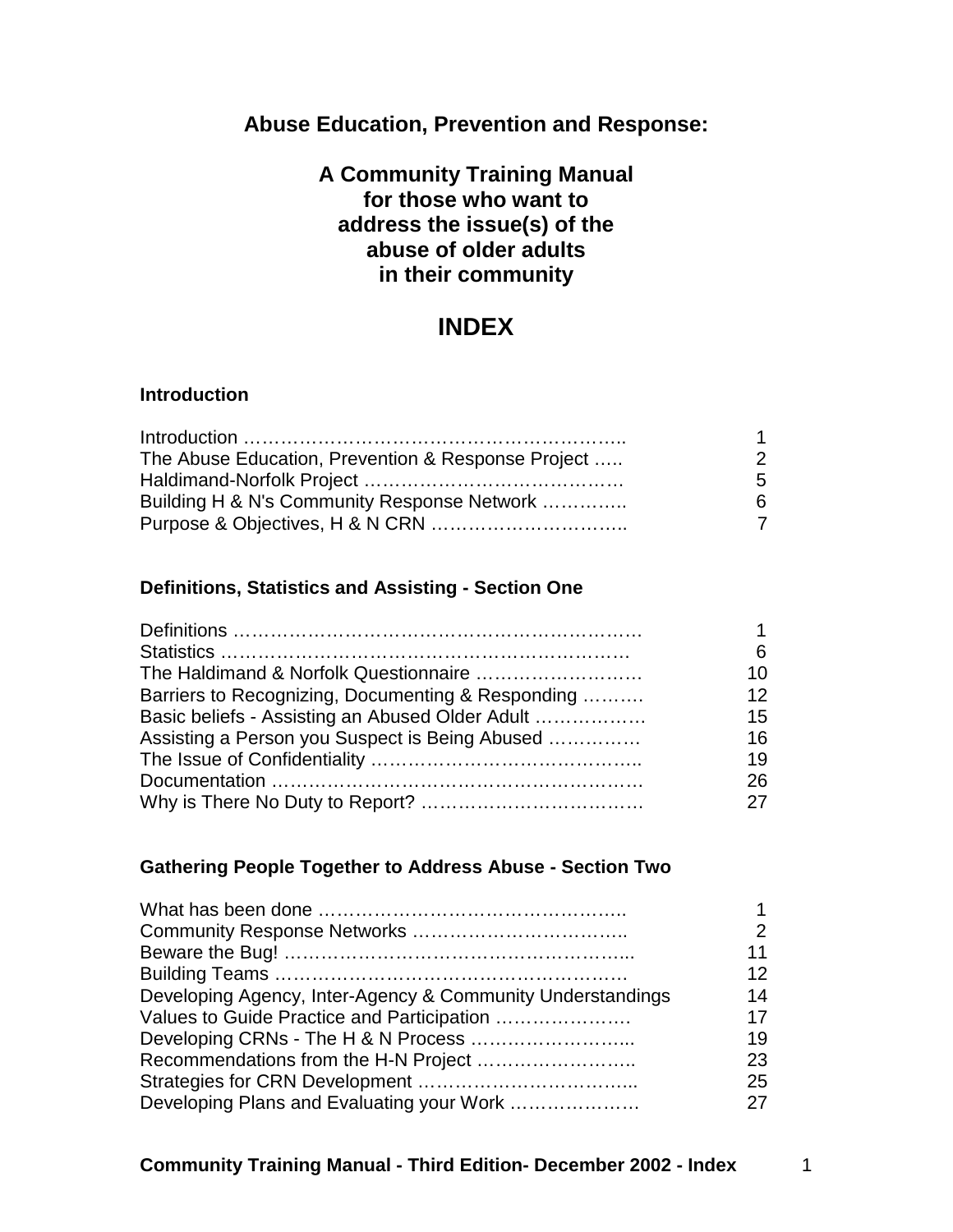# Abuse Education, Prevention and Response:

## A Community Training Manual for those who want to address the issue(s) of the abuse of older adults in their community

## INDEX

### Introduction

| | |
|---|---|
| Introduction …………………………………………………….. | 1 |
| The Abuse Education, Prevention & Response Project ….. | 2 |
| Haldimand-Norfolk Project …………………………………… | 5 |
| Building H & N's Community Response Network ………….. | 6 |
| Purpose & Objectives, H & N CRN ………………………….. | 7 |

### Definitions, Statistics and Assisting - Section One

| | |
|---|---|
| Definitions ………………………………………………………. | 1 |
| Statistics ………………………………………………………… | 6 |
| The Haldimand & Norfolk Questionnaire ……………………… | 10 |
| Barriers to Recognizing, Documenting & Responding ………. | 12 |
| Basic beliefs - Assisting an Abused Older Adult ……………… | 15 |
| Assisting a Person you Suspect is Being Abused …………. | 16 |
| The Issue of Confidentiality …………………………………….. | 19 |
| Documentation …………………………………………………. | 26 |
| Why is There No Duty to Report? ……………………………… | 27 |

### Gathering People Together to Address Abuse - Section Two

| | |
|---|---|
| What has been done ………………………………………….. | 1 |
| Community Response Networks …………………………….. | 2 |
| Beware the Bug! ……………………………………………….. | 11 |
| Building Teams …………………………………………………. | 12 |
| Developing Agency, Inter-Agency & Community Understandings | 14 |
| Values to Guide Practice and Participation …………………. | 17 |
| Developing CRNs - The H & N Process ……………………... | 19 |
| Recommendations from the H-N Project …………………….. | 23 |
| Strategies for CRN Development ……………………………... | 25 |
| Developing Plans and Evaluating your Work ………………… | 27 |

**Community Training Manual - Third Edition- December 2002 - Index**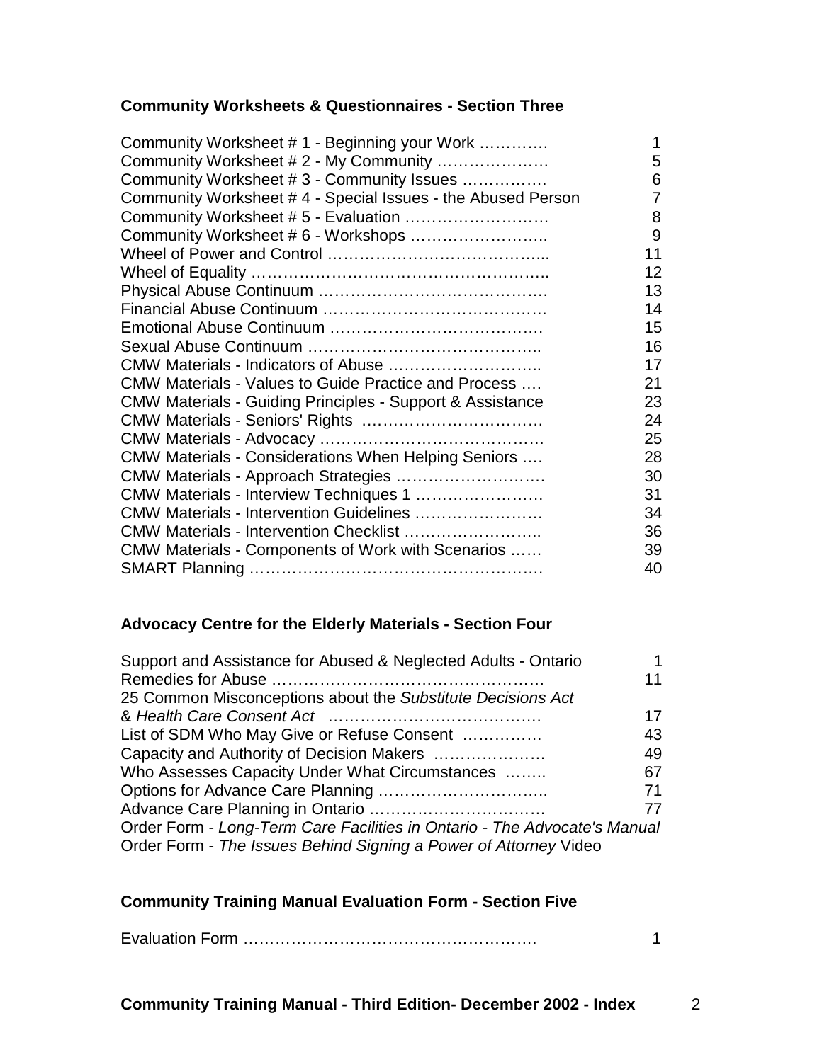## Community Worksheets & Questionnaires - Section Three

| | |
|---|---|
| Community Worksheet # 1 - Beginning your Work ………… | 1 |
| Community Worksheet # 2 - My Community ……………….. | 5 |
| Community Worksheet # 3 - Community Issues …………… | 6 |
| Community Worksheet # 4 - Special Issues - the Abused Person | 7 |
| Community Worksheet # 5 - Evaluation ……………………… | 8 |
| Community Worksheet # 6 - Workshops …………………….. | 9 |
| Wheel of Power and Control ………………………………….. | 11 |
| Wheel of Equality ……………………………………………….. | 12 |
| Physical Abuse Continuum ……………………………………. | 13 |
| Financial Abuse Continuum …………………………………… | 14 |
| Emotional Abuse Continuum ………………………………… | 15 |
| Sexual Abuse Continuum …………………………………….. | 16 |
| CMW Materials - Indicators of Abuse ……………………….. | 17 |
| CMW Materials - Values to Guide Practice and Process …. | 21 |
| CMW Materials - Guiding Principles - Support & Assistance | 23 |
| CMW Materials - Seniors' Rights ……………………………. | 24 |
| CMW Materials - Advocacy …………………………………… | 25 |
| CMW Materials - Considerations When Helping Seniors …. | 28 |
| CMW Materials - Approach Strategies ………………………. | 30 |
| CMW Materials - Interview Techniques 1 ……………………. | 31 |
| CMW Materials - Intervention Guidelines ……………………. | 34 |
| CMW Materials - Intervention Checklist …………………….. | 36 |
| CMW Materials - Components of Work with Scenarios …… | 39 |
| SMART Planning ………………………………………………. | 40 |

## Advocacy Centre for the Elderly Materials - Section Four

| | |
|---|---|
| Support and Assistance for Abused & Neglected Adults - Ontario | 1 |
| Remedies for Abuse …………………………………………… | 11 |
| 25 Common Misconceptions about the *Substitute Decisions Act* & *Health Care Consent Act* …………………………………. | 17 |
| List of SDM Who May Give or Refuse Consent …………… | 43 |
| Capacity and Authority of Decision Makers ………………… | 49 |
| Who Assesses Capacity Under What Circumstances …….. | 67 |
| Options for Advance Care Planning ………………………….. | 71 |
| Advance Care Planning in Ontario ………………………….. | 77 |
| Order Form - *Long-Term Care Facilities in Ontario - The Advocate's Manual* | |
| Order Form - *The Issues Behind Signing a Power of Attorney* Video | |

## Community Training Manual Evaluation Form - Section Five

| | |
|---|---|
| Evaluation Form ………………………………………………. | 1 |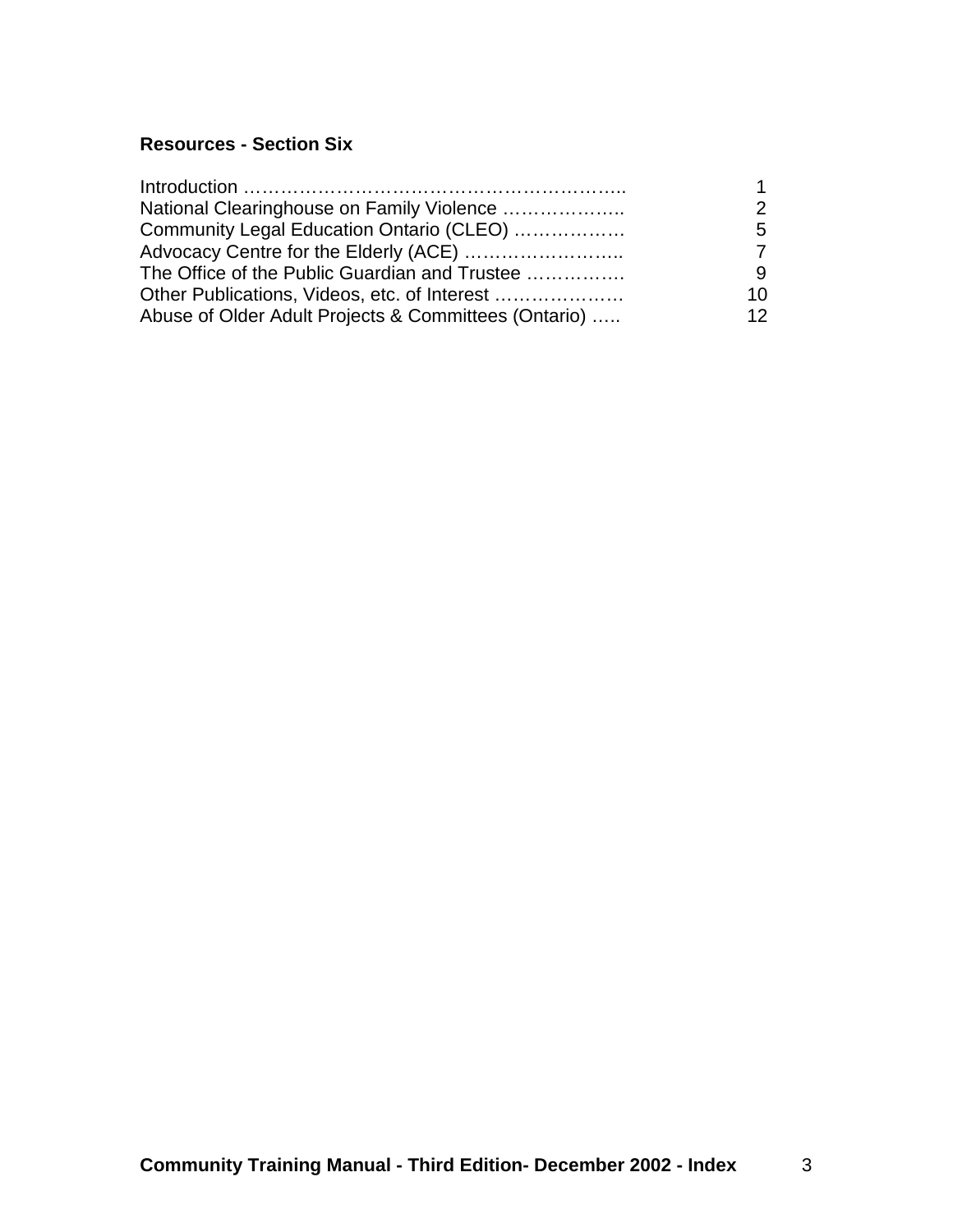**Resources - Section Six**

| | |
|---|---|
| Introduction …………………………………………………….. | 1 |
| National Clearinghouse on Family Violence ……………….. | 2 |
| Community Legal Education Ontario (CLEO) ……………… | 5 |
| Advocacy Centre for the Elderly (ACE) …………………….. | 7 |
| The Office of the Public Guardian and Trustee ……………. | 9 |
| Other Publications, Videos, etc. of Interest ………………… | 10 |
| Abuse of Older Adult Projects & Committees (Ontario) ….. | 12 |